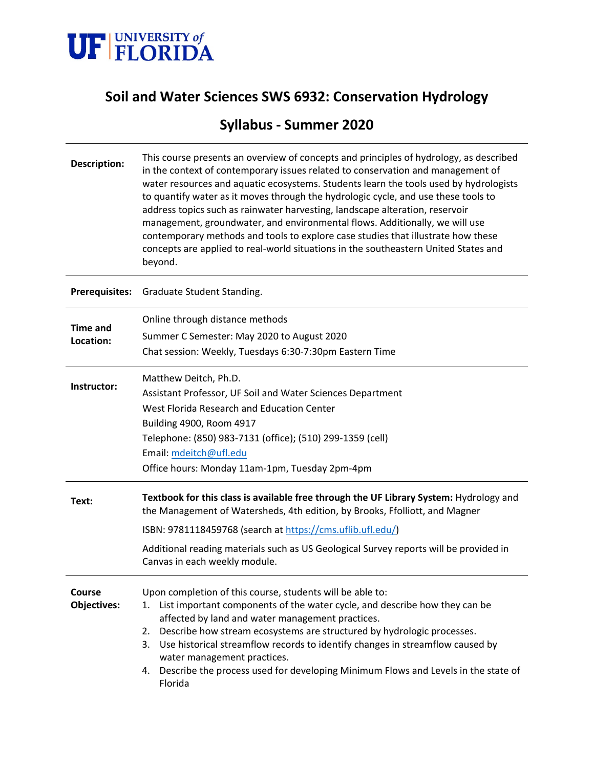**UF | UNIVERSITY of FLORIDA**

# Soil and Water Sciences SWS 6932: Conservation Hydrology

## Syllabus - Summer 2020

| | |
|---|---|
| **Description:** | This course presents an overview of concepts and principles of hydrology, as described in the context of contemporary issues related to conservation and management of water resources and aquatic ecosystems. Students learn the tools used by hydrologists to quantify water as it moves through the hydrologic cycle, and use these tools to address topics such as rainwater harvesting, landscape alteration, reservoir management, groundwater, and environmental flows. Additionally, we will use contemporary methods and tools to explore case studies that illustrate how these concepts are applied to real-world situations in the southeastern United States and beyond. |
| **Prerequisites:** | Graduate Student Standing. |
| **Time and Location:** | Online through distance methods<br>Summer C Semester: May 2020 to August 2020<br>Chat session: Weekly, Tuesdays 6:30-7:30pm Eastern Time |
| **Instructor:** | Matthew Deitch, Ph.D.<br>Assistant Professor, UF Soil and Water Sciences Department<br>West Florida Research and Education Center<br>Building 4900, Room 4917<br>Telephone: (850) 983-7131 (office); (510) 299-1359 (cell)<br>Email: mdeitch@ufl.edu<br>Office hours: Monday 11am-1pm, Tuesday 2pm-4pm |
| **Text:** | **Textbook for this class is available free through the UF Library System:** Hydrology and the Management of Watersheds, 4th edition, by Brooks, Ffolliott, and Magner<br>ISBN: 9781118459768 (search at https://cms.uflib.ufl.edu/)<br>Additional reading materials such as US Geological Survey reports will be provided in Canvas in each weekly module. |
| **Course Objectives:** | Upon completion of this course, students will be able to:<br>1. List important components of the water cycle, and describe how they can be affected by land and water management practices.<br>2. Describe how stream ecosystems are structured by hydrologic processes.<br>3. Use historical streamflow records to identify changes in streamflow caused by water management practices.<br>4. Describe the process used for developing Minimum Flows and Levels in the state of Florida |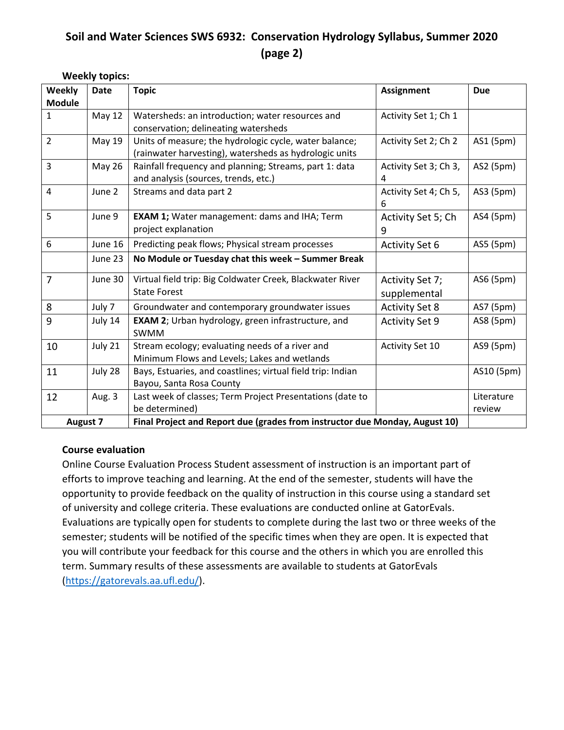## Soil and Water Sciences SWS 6932: Conservation Hydrology Syllabus, Summer 2020 (page 2)

**Weekly topics:**

| Weekly Module | Date | Topic | Assignment | Due |
|---|---|---|---|---|
| 1 | May 12 | Watersheds: an introduction; water resources and conservation; delineating watersheds | Activity Set 1; Ch 1 | |
| 2 | May 19 | Units of measure; the hydrologic cycle, water balance; (rainwater harvesting), watersheds as hydrologic units | Activity Set 2; Ch 2 | AS1 (5pm) |
| 3 | May 26 | Rainfall frequency and planning; Streams, part 1: data and analysis (sources, trends, etc.) | Activity Set 3; Ch 3, 4 | AS2 (5pm) |
| 4 | June 2 | Streams and data part 2 | Activity Set 4; Ch 5, 6 | AS3 (5pm) |
| 5 | June 9 | **EXAM 1;** Water management: dams and IHA; Term project explanation | Activity Set 5; Ch 9 | AS4 (5pm) |
| 6 | June 16 | Predicting peak flows; Physical stream processes | Activity Set 6 | AS5 (5pm) |
| | June 23 | **No Module or Tuesday chat this week – Summer Break** | | |
| 7 | June 30 | Virtual field trip: Big Coldwater Creek, Blackwater River State Forest | Activity Set 7; supplemental | AS6 (5pm) |
| 8 | July 7 | Groundwater and contemporary groundwater issues | Activity Set 8 | AS7 (5pm) |
| 9 | July 14 | **EXAM 2**; Urban hydrology, green infrastructure, and SWMM | Activity Set 9 | AS8 (5pm) |
| 10 | July 21 | Stream ecology; evaluating needs of a river and Minimum Flows and Levels; Lakes and wetlands | Activity Set 10 | AS9 (5pm) |
| 11 | July 28 | Bays, Estuaries, and coastlines; virtual field trip: Indian Bayou, Santa Rosa County | | AS10 (5pm) |
| 12 | Aug. 3 | Last week of classes; Term Project Presentations (date to be determined) | | Literature review |
| **August 7** | | **Final Project and Report due (grades from instructor due Monday, August 10)** | | |

**Course evaluation**

Online Course Evaluation Process Student assessment of instruction is an important part of efforts to improve teaching and learning. At the end of the semester, students will have the opportunity to provide feedback on the quality of instruction in this course using a standard set of university and college criteria. These evaluations are conducted online at GatorEvals. Evaluations are typically open for students to complete during the last two or three weeks of the semester; students will be notified of the specific times when they are open. It is expected that you will contribute your feedback for this course and the others in which you are enrolled this term. Summary results of these assessments are available to students at GatorEvals (https://gatorevals.aa.ufl.edu/).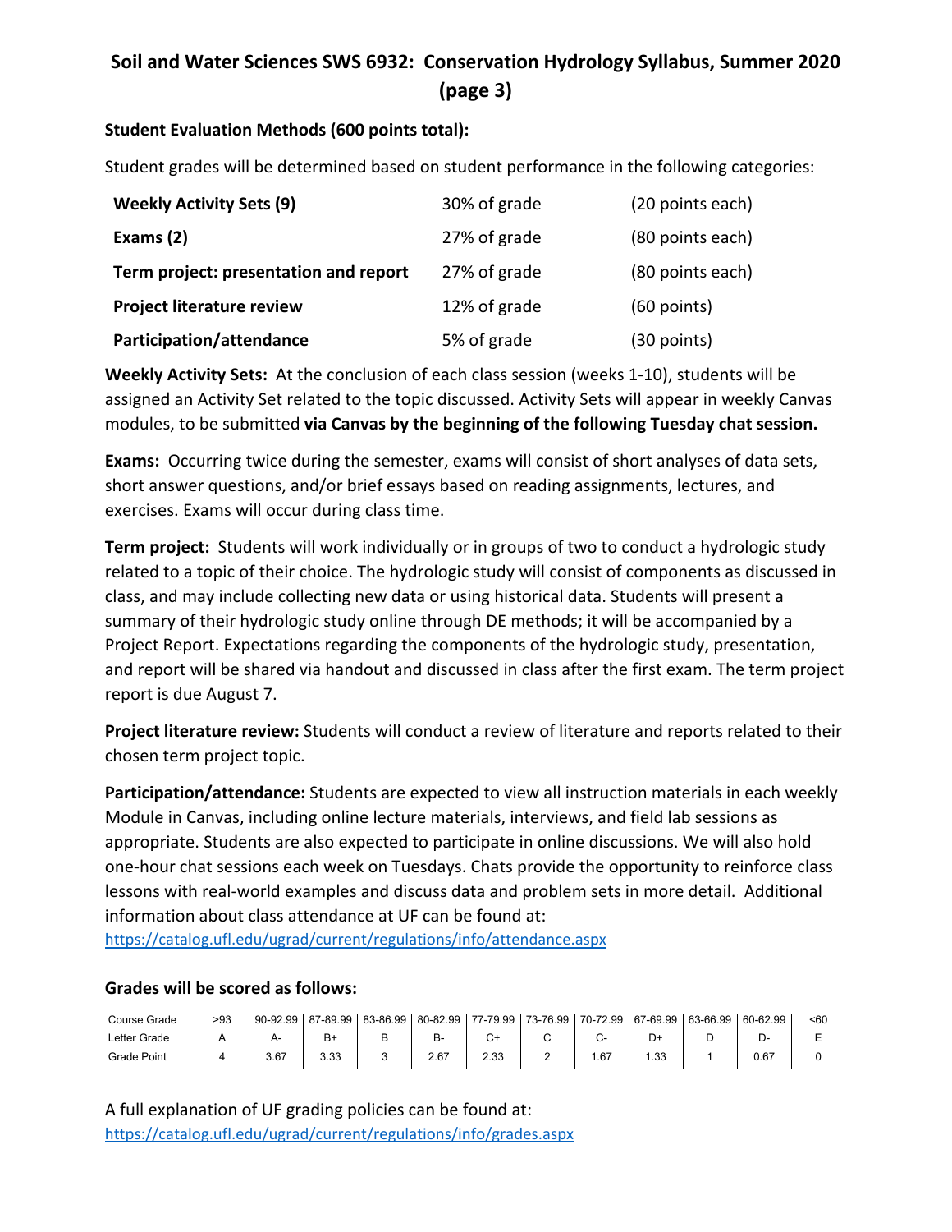# Soil and Water Sciences SWS 6932: Conservation Hydrology Syllabus, Summer 2020 (page 3)

**Student Evaluation Methods (600 points total):**

Student grades will be determined based on student performance in the following categories:

| | | |
|---|---|---|
| **Weekly Activity Sets (9)** | 30% of grade | (20 points each) |
| **Exams (2)** | 27% of grade | (80 points each) |
| **Term project: presentation and report** | 27% of grade | (80 points each) |
| **Project literature review** | 12% of grade | (60 points) |
| **Participation/attendance** | 5% of grade | (30 points) |

**Weekly Activity Sets:** At the conclusion of each class session (weeks 1-10), students will be assigned an Activity Set related to the topic discussed. Activity Sets will appear in weekly Canvas modules, to be submitted **via Canvas by the beginning of the following Tuesday chat session.**

**Exams:** Occurring twice during the semester, exams will consist of short analyses of data sets, short answer questions, and/or brief essays based on reading assignments, lectures, and exercises. Exams will occur during class time.

**Term project:** Students will work individually or in groups of two to conduct a hydrologic study related to a topic of their choice. The hydrologic study will consist of components as discussed in class, and may include collecting new data or using historical data. Students will present a summary of their hydrologic study online through DE methods; it will be accompanied by a Project Report. Expectations regarding the components of the hydrologic study, presentation, and report will be shared via handout and discussed in class after the first exam. The term project report is due August 7.

**Project literature review:** Students will conduct a review of literature and reports related to their chosen term project topic.

**Participation/attendance:** Students are expected to view all instruction materials in each weekly Module in Canvas, including online lecture materials, interviews, and field lab sessions as appropriate. Students are also expected to participate in online discussions. We will also hold one-hour chat sessions each week on Tuesdays. Chats provide the opportunity to reinforce class lessons with real-world examples and discuss data and problem sets in more detail. Additional information about class attendance at UF can be found at: https://catalog.ufl.edu/ugrad/current/regulations/info/attendance.aspx

**Grades will be scored as follows:**

| Course Grade | >93 | 90-92.99 | 87-89.99 | 83-86.99 | 80-82.99 | 77-79.99 | 73-76.99 | 70-72.99 | 67-69.99 | 63-66.99 | 60-62.99 | <60 |
|---|---|---|---|---|---|---|---|---|---|---|---|---|
| Letter Grade | A | A- | B+ | B | B- | C+ | C | C- | D+ | D | D- | E |
| Grade Point | 4 | 3.67 | 3.33 | 3 | 2.67 | 2.33 | 2 | 1.67 | 1.33 | 1 | 0.67 | 0 |

A full explanation of UF grading policies can be found at: https://catalog.ufl.edu/ugrad/current/regulations/info/grades.aspx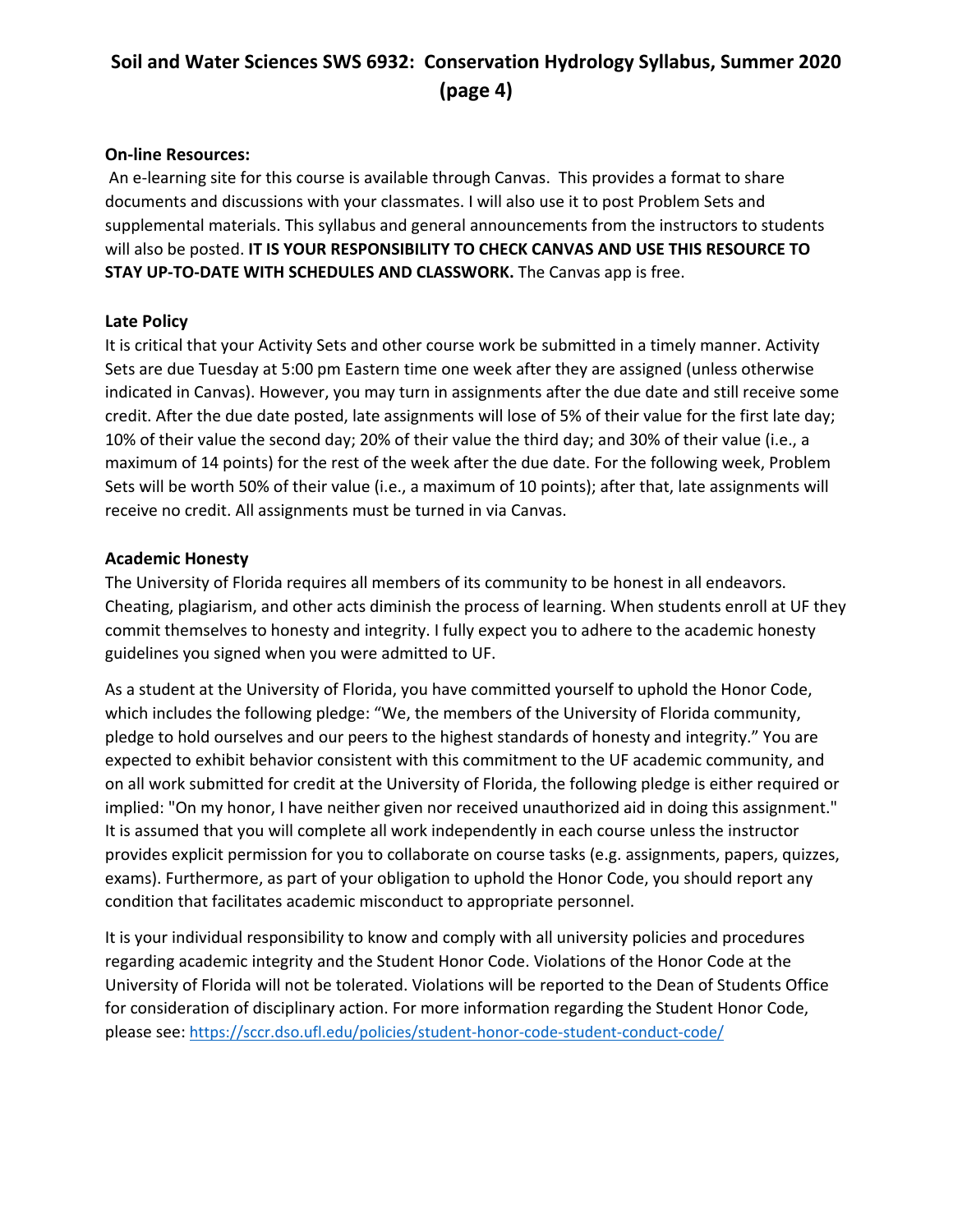## On-line Resources:

An e-learning site for this course is available through Canvas. This provides a format to share documents and discussions with your classmates. I will also use it to post Problem Sets and supplemental materials. This syllabus and general announcements from the instructors to students will also be posted. **IT IS YOUR RESPONSIBILITY TO CHECK CANVAS AND USE THIS RESOURCE TO STAY UP-TO-DATE WITH SCHEDULES AND CLASSWORK.** The Canvas app is free.

## Late Policy

It is critical that your Activity Sets and other course work be submitted in a timely manner. Activity Sets are due Tuesday at 5:00 pm Eastern time one week after they are assigned (unless otherwise indicated in Canvas). However, you may turn in assignments after the due date and still receive some credit. After the due date posted, late assignments will lose of 5% of their value for the first late day; 10% of their value the second day; 20% of their value the third day; and 30% of their value (i.e., a maximum of 14 points) for the rest of the week after the due date. For the following week, Problem Sets will be worth 50% of their value (i.e., a maximum of 10 points); after that, late assignments will receive no credit. All assignments must be turned in via Canvas.

## Academic Honesty

The University of Florida requires all members of its community to be honest in all endeavors. Cheating, plagiarism, and other acts diminish the process of learning. When students enroll at UF they commit themselves to honesty and integrity. I fully expect you to adhere to the academic honesty guidelines you signed when you were admitted to UF.

As a student at the University of Florida, you have committed yourself to uphold the Honor Code, which includes the following pledge: "We, the members of the University of Florida community, pledge to hold ourselves and our peers to the highest standards of honesty and integrity." You are expected to exhibit behavior consistent with this commitment to the UF academic community, and on all work submitted for credit at the University of Florida, the following pledge is either required or implied: "On my honor, I have neither given nor received unauthorized aid in doing this assignment." It is assumed that you will complete all work independently in each course unless the instructor provides explicit permission for you to collaborate on course tasks (e.g. assignments, papers, quizzes, exams). Furthermore, as part of your obligation to uphold the Honor Code, you should report any condition that facilitates academic misconduct to appropriate personnel.

It is your individual responsibility to know and comply with all university policies and procedures regarding academic integrity and the Student Honor Code. Violations of the Honor Code at the University of Florida will not be tolerated. Violations will be reported to the Dean of Students Office for consideration of disciplinary action. For more information regarding the Student Honor Code, please see: https://sccr.dso.ufl.edu/policies/student-honor-code-student-conduct-code/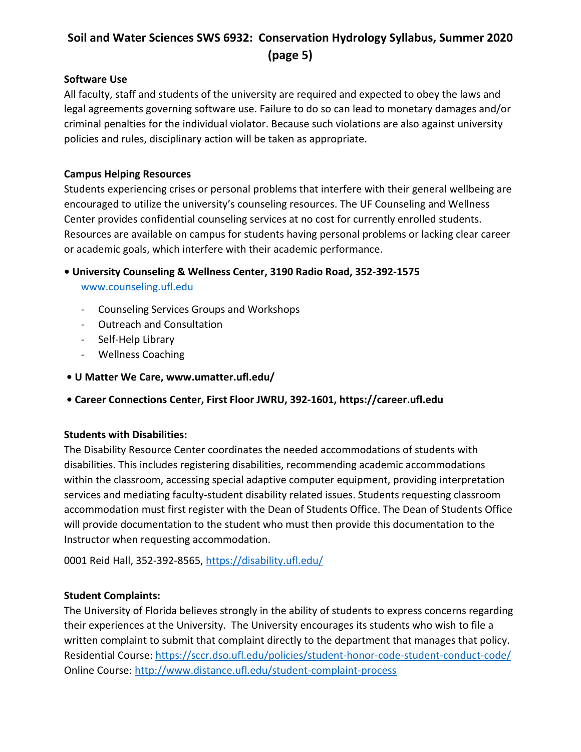# Soil and Water Sciences SWS 6932: Conservation Hydrology Syllabus, Summer 2020 (page 5)

**Software Use**

All faculty, staff and students of the university are required and expected to obey the laws and legal agreements governing software use. Failure to do so can lead to monetary damages and/or criminal penalties for the individual violator. Because such violations are also against university policies and rules, disciplinary action will be taken as appropriate.

**Campus Helping Resources**

Students experiencing crises or personal problems that interfere with their general wellbeing are encouraged to utilize the university's counseling resources. The UF Counseling and Wellness Center provides confidential counseling services at no cost for currently enrolled students. Resources are available on campus for students having personal problems or lacking clear career or academic goals, which interfere with their academic performance.

- **University Counseling & Wellness Center, 3190 Radio Road, 352-392-1575**
  www.counseling.ufl.edu
  - Counseling Services Groups and Workshops
  - Outreach and Consultation
  - Self-Help Library
  - Wellness Coaching
- **U Matter We Care, www.umatter.ufl.edu/**
- **Career Connections Center, First Floor JWRU, 392-1601, https://career.ufl.edu**

**Students with Disabilities:**

The Disability Resource Center coordinates the needed accommodations of students with disabilities. This includes registering disabilities, recommending academic accommodations within the classroom, accessing special adaptive computer equipment, providing interpretation services and mediating faculty-student disability related issues. Students requesting classroom accommodation must first register with the Dean of Students Office. The Dean of Students Office will provide documentation to the student who must then provide this documentation to the Instructor when requesting accommodation.

0001 Reid Hall, 352-392-8565, https://disability.ufl.edu/

**Student Complaints:**

The University of Florida believes strongly in the ability of students to express concerns regarding their experiences at the University. The University encourages its students who wish to file a written complaint to submit that complaint directly to the department that manages that policy.
Residential Course: https://sccr.dso.ufl.edu/policies/student-honor-code-student-conduct-code/
Online Course: http://www.distance.ufl.edu/student-complaint-process